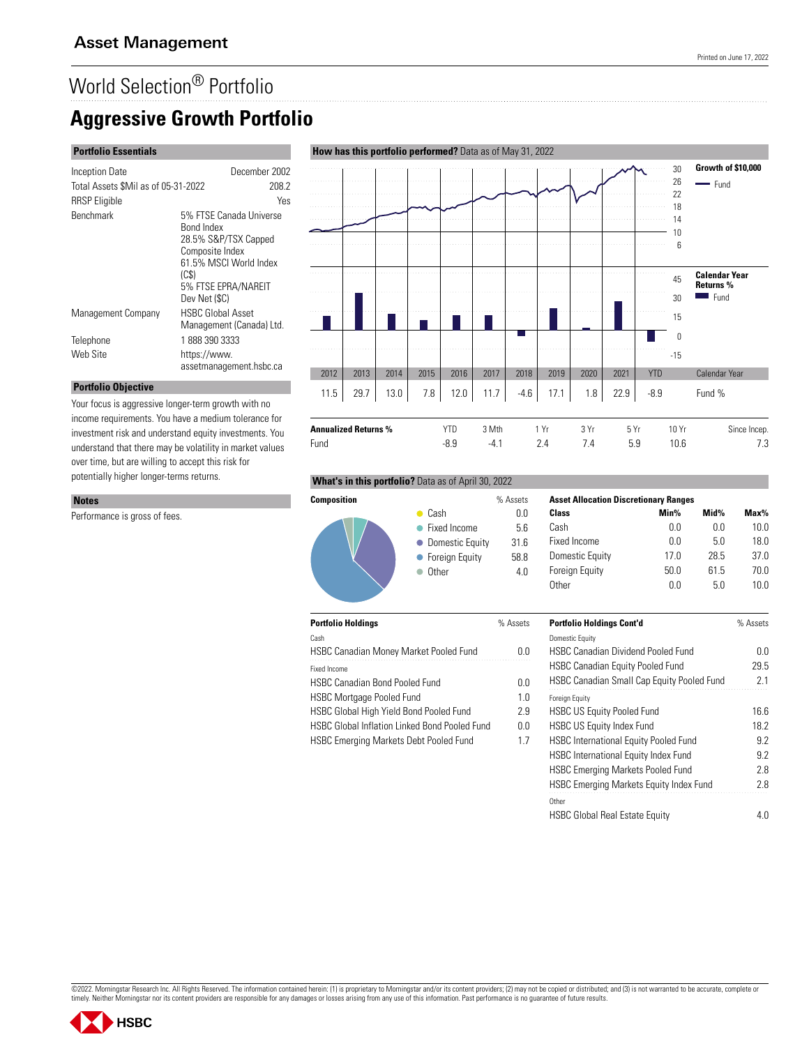# Asset Management

Printed on June 17, 2022

World Selection® Portfolio

# Aggressive Growth Portfolio

## Portfolio Essentials

| | |
|---|---|
| Inception Date | December 2002 |
| Total Assets $Mil as of 05-31-2022 | 208.2 |
| RRSP Eligible | Yes |
| Benchmark | 5% FTSE Canada Universe Bond Index<br>28.5% S&P/TSX Capped Composite Index<br>61.5% MSCI World Index (C$)<br>5% FTSE EPRA/NAREIT Dev Net ($C) |
| Management Company | HSBC Global Asset Management (Canada) Ltd. |
| Telephone | 1 888 390 3333 |
| Web Site | https://www.assetmanagement.hsbc.ca |

## Portfolio Objective

Your focus is aggressive longer-term growth with no income requirements. You have a medium tolerance for investment risk and understand equity investments. You understand that there may be volatility in market values over time, but are willing to accept this risk for potentially higher longer-terms returns.

## Notes

Performance is gross of fees.

## How has this portfolio performed? Data as of May 31, 2022

Growth of $10,000 — Fund

Calendar Year Returns % — Fund

| Calendar Year | 2012 | 2013 | 2014 | 2015 | 2016 | 2017 | 2018 | 2019 | 2020 | 2021 | YTD |
|---|---|---|---|---|---|---|---|---|---|---|---|
| Fund % | 11.5 | 29.7 | 13.0 | 7.8 | 12.0 | 11.7 | -4.6 | 17.1 | 1.8 | 22.9 | -8.9 |

| Annualized Returns % | YTD | 3 Mth | 1 Yr | 3 Yr | 5 Yr | 10 Yr | Since Incep. |
|---|---|---|---|---|---|---|---|
| Fund | -8.9 | -4.1 | 2.4 | 7.4 | 5.9 | 10.6 | 7.3 |

## What's in this portfolio? Data as of April 30, 2022

| Composition | % Assets |
|---|---|
| Cash | 0.0 |
| Fixed Income | 5.6 |
| Domestic Equity | 31.6 |
| Foreign Equity | 58.8 |
| Other | 4.0 |

**Asset Allocation Discretionary Ranges**

| Class | Min% | Mid% | Max% |
|---|---|---|---|
| Cash | 0.0 | 0.0 | 10.0 |
| Fixed Income | 0.0 | 5.0 | 18.0 |
| Domestic Equity | 17.0 | 28.5 | 37.0 |
| Foreign Equity | 50.0 | 61.5 | 70.0 |
| Other | 0.0 | 5.0 | 10.0 |

| Portfolio Holdings | % Assets |
|---|---|
| *Cash* | |
| HSBC Canadian Money Market Pooled Fund | 0.0 |
| *Fixed Income* | |
| HSBC Canadian Bond Pooled Fund | 0.0 |
| HSBC Mortgage Pooled Fund | 1.0 |
| HSBC Global High Yield Bond Pooled Fund | 2.9 |
| HSBC Global Inflation Linked Bond Pooled Fund | 0.0 |
| HSBC Emerging Markets Debt Pooled Fund | 1.7 |

| Portfolio Holdings Cont'd | % Assets |
|---|---|
| *Domestic Equity* | |
| HSBC Canadian Dividend Pooled Fund | 0.0 |
| HSBC Canadian Equity Pooled Fund | 29.5 |
| HSBC Canadian Small Cap Equity Pooled Fund | 2.1 |
| *Foreign Equity* | |
| HSBC US Equity Pooled Fund | 16.6 |
| HSBC US Equity Index Fund | 18.2 |
| HSBC International Equity Pooled Fund | 9.2 |
| HSBC International Equity Index Fund | 9.2 |
| HSBC Emerging Markets Pooled Fund | 2.8 |
| HSBC Emerging Markets Equity Index Fund | 2.8 |
| *Other* | |
| HSBC Global Real Estate Equity | 4.0 |

©2022. Morningstar Research Inc. All Rights Reserved. The information contained herein: (1) is proprietary to Morningstar and/or its content providers; (2) may not be copied or distributed; and (3) is not warranted to be accurate, complete or timely. Neither Morningstar nor its content providers are responsible for any damages or losses arising from any use of this information. Past performance is no guarantee of future results.

HSBC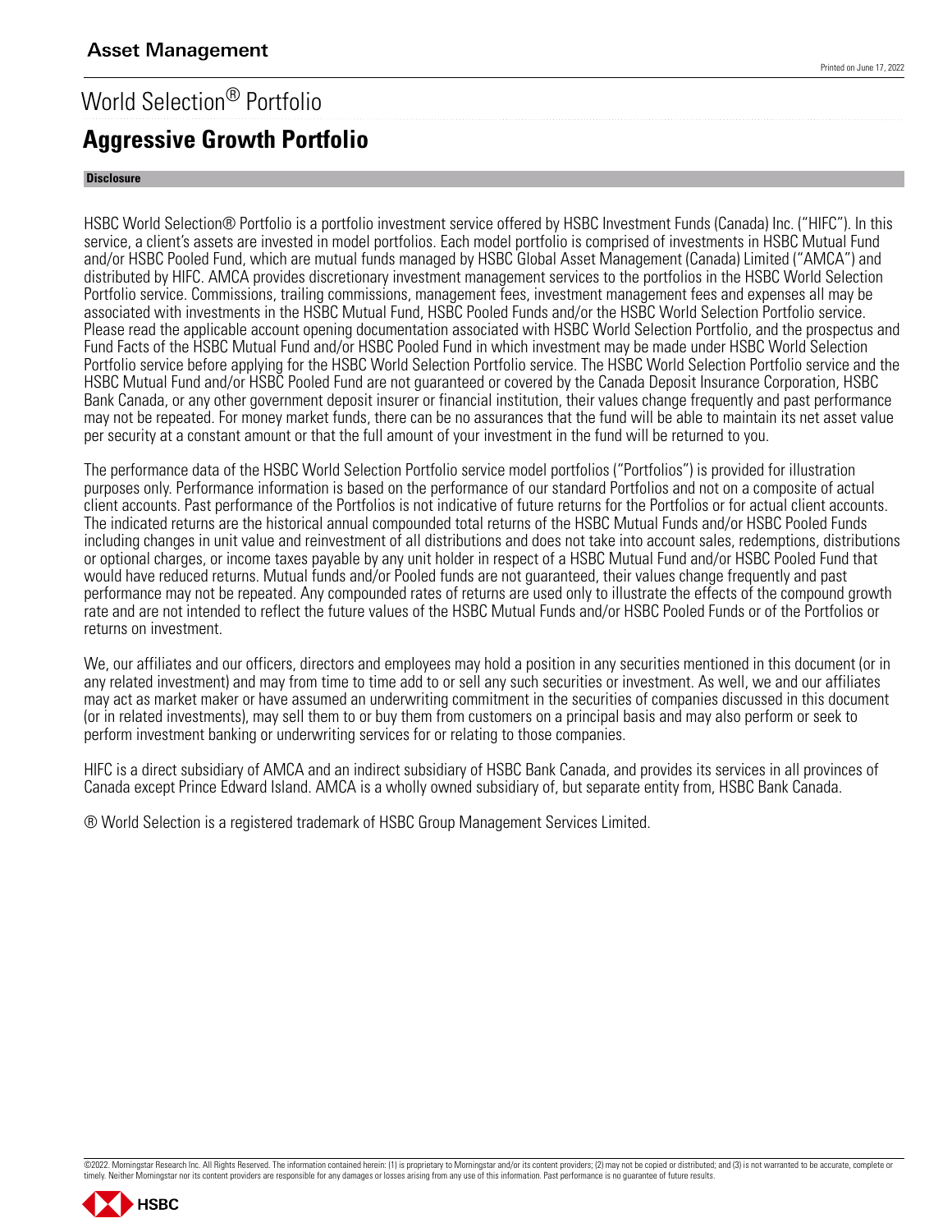# World Selection® Portfolio

## Aggressive Growth Portfolio

**Disclosure**

HSBC World Selection® Portfolio is a portfolio investment service offered by HSBC Investment Funds (Canada) Inc. ("HIFC"). In this service, a client's assets are invested in model portfolios. Each model portfolio is comprised of investments in HSBC Mutual Fund and/or HSBC Pooled Fund, which are mutual funds managed by HSBC Global Asset Management (Canada) Limited ("AMCA") and distributed by HIFC. AMCA provides discretionary investment management services to the portfolios in the HSBC World Selection Portfolio service. Commissions, trailing commissions, management fees, investment management fees and expenses all may be associated with investments in the HSBC Mutual Fund, HSBC Pooled Funds and/or the HSBC World Selection Portfolio service. Please read the applicable account opening documentation associated with HSBC World Selection Portfolio, and the prospectus and Fund Facts of the HSBC Mutual Fund and/or HSBC Pooled Fund in which investment may be made under HSBC World Selection Portfolio service before applying for the HSBC World Selection Portfolio service. The HSBC World Selection Portfolio service and the HSBC Mutual Fund and/or HSBC Pooled Fund are not guaranteed or covered by the Canada Deposit Insurance Corporation, HSBC Bank Canada, or any other government deposit insurer or financial institution, their values change frequently and past performance may not be repeated. For money market funds, there can be no assurances that the fund will be able to maintain its net asset value per security at a constant amount or that the full amount of your investment in the fund will be returned to you.

The performance data of the HSBC World Selection Portfolio service model portfolios ("Portfolios") is provided for illustration purposes only. Performance information is based on the performance of our standard Portfolios and not on a composite of actual client accounts. Past performance of the Portfolios is not indicative of future returns for the Portfolios or for actual client accounts. The indicated returns are the historical annual compounded total returns of the HSBC Mutual Funds and/or HSBC Pooled Funds including changes in unit value and reinvestment of all distributions and does not take into account sales, redemptions, distributions or optional charges, or income taxes payable by any unit holder in respect of a HSBC Mutual Fund and/or HSBC Pooled Fund that would have reduced returns. Mutual funds and/or Pooled funds are not guaranteed, their values change frequently and past performance may not be repeated. Any compounded rates of returns are used only to illustrate the effects of the compound growth rate and are not intended to reflect the future values of the HSBC Mutual Funds and/or HSBC Pooled Funds or of the Portfolios or returns on investment.

We, our affiliates and our officers, directors and employees may hold a position in any securities mentioned in this document (or in any related investment) and may from time to time add to or sell any such securities or investment. As well, we and our affiliates may act as market maker or have assumed an underwriting commitment in the securities of companies discussed in this document (or in related investments), may sell them to or buy them from customers on a principal basis and may also perform or seek to perform investment banking or underwriting services for or relating to those companies.

HIFC is a direct subsidiary of AMCA and an indirect subsidiary of HSBC Bank Canada, and provides its services in all provinces of Canada except Prince Edward Island. AMCA is a wholly owned subsidiary of, but separate entity from, HSBC Bank Canada.

® World Selection is a registered trademark of HSBC Group Management Services Limited.

©2022. Morningstar Research Inc. All Rights Reserved. The information contained herein: (1) is proprietary to Morningstar and/or its content providers; (2) may not be copied or distributed; and (3) is not warranted to be accurate, complete or timely. Neither Morningstar nor its content providers are responsible for any damages or losses arising from any use of this information. Past performance is no guarantee of future results.